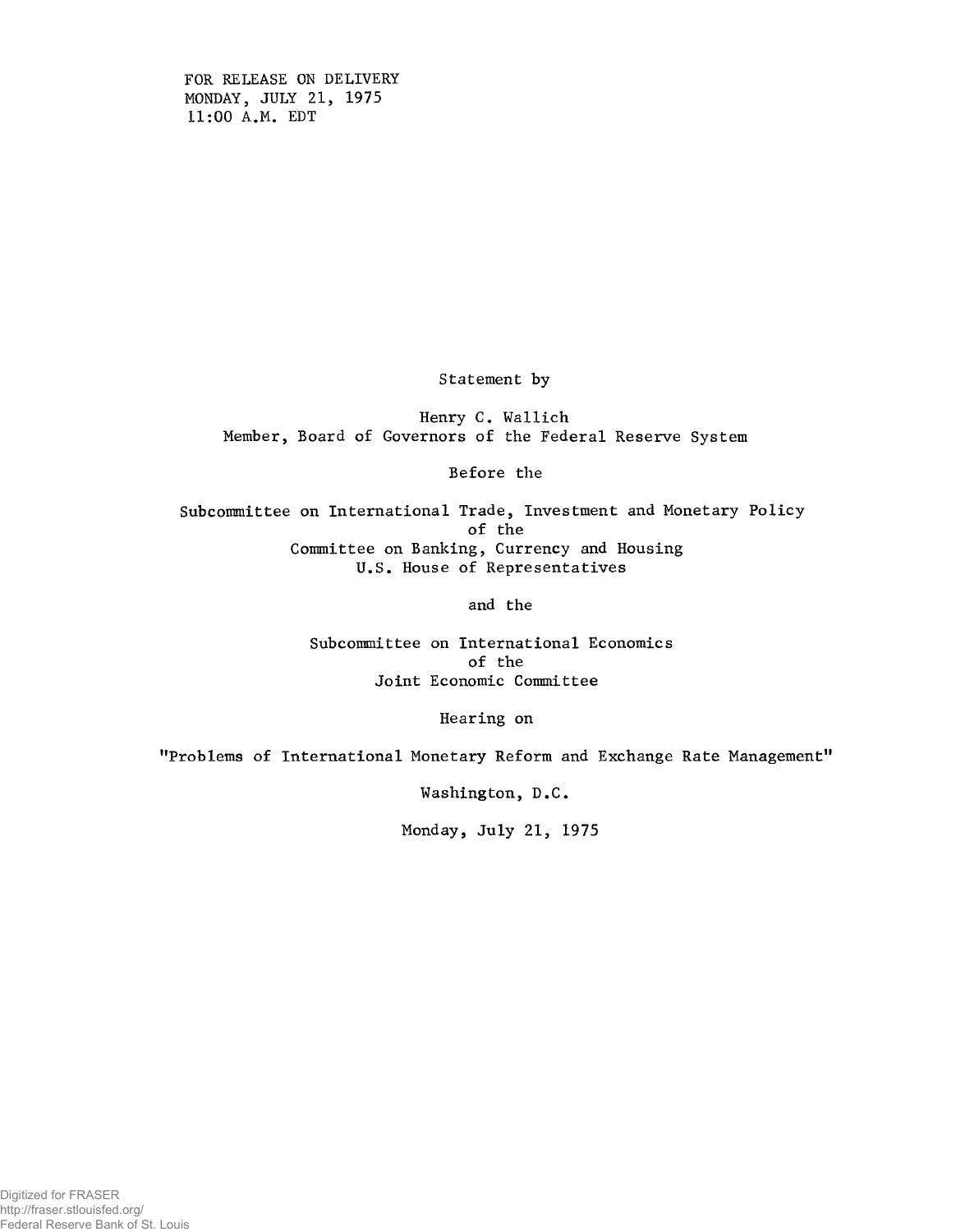FOR RELEASE ON DELIVERY
MONDAY, JULY 21, 1975
11:00 A.M. EDT

Statement by

Henry C. Wallich
Member, Board of Governors of the Federal Reserve System

Before the

Subcommittee on International Trade, Investment and Monetary Policy
of the
Committee on Banking, Currency and Housing
U.S. House of Representatives

and the

Subcommittee on International Economics
of the
Joint Economic Committee

Hearing on

"Problems of International Monetary Reform and Exchange Rate Management"

Washington, D.C.

Monday, July 21, 1975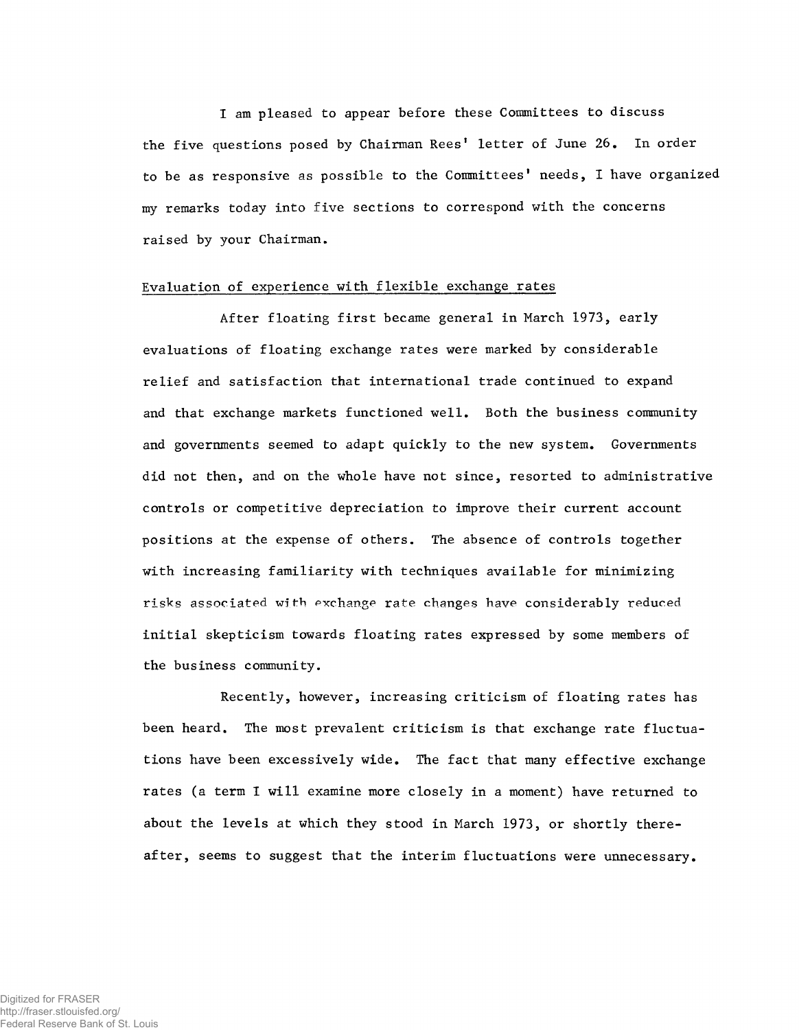I am pleased to appear before these Committees to discuss the five questions posed by Chairman Rees' letter of June 26. In order to be as responsive as possible to the Committees' needs, I have organized my remarks today into five sections to correspond with the concerns raised by your Chairman.

## Evaluation of experience with flexible exchange rates

After floating first became general in March 1973, early evaluations of floating exchange rates were marked by considerable relief and satisfaction that international trade continued to expand and that exchange markets functioned well. Both the business community and governments seemed to adapt quickly to the new system. Governments did not then, and on the whole have not since, resorted to administrative controls or competitive depreciation to improve their current account positions at the expense of others. The absence of controls together with increasing familiarity with techniques available for minimizing risks associated with exchange rate changes have considerably reduced initial skepticism towards floating rates expressed by some members of the business community.

Recently, however, increasing criticism of floating rates has been heard. The most prevalent criticism is that exchange rate fluctuations have been excessively wide. The fact that many effective exchange rates (a term I will examine more closely in a moment) have returned to about the levels at which they stood in March 1973, or shortly thereafter, seems to suggest that the interim fluctuations were unnecessary.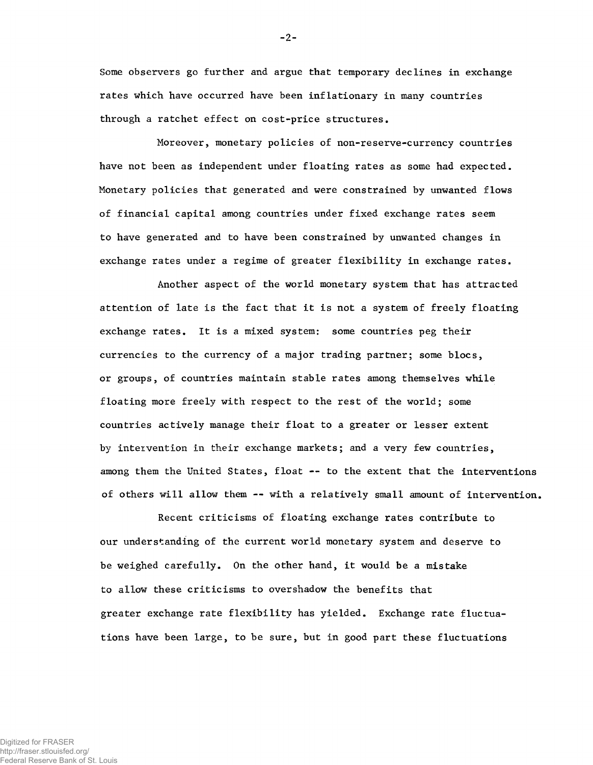Some observers go further and argue that temporary declines in exchange rates which have occurred have been inflationary in many countries through a ratchet effect on cost-price structures.

Moreover, monetary policies of non-reserve-currency countries have not been as independent under floating rates as some had expected. Monetary policies that generated and were constrained by unwanted flows of financial capital among countries under fixed exchange rates seem to have generated and to have been constrained by unwanted changes in exchange rates under a regime of greater flexibility in exchange rates.

Another aspect of the world monetary system that has attracted attention of late is the fact that it is not a system of freely floating exchange rates. It is a mixed system: some countries peg their currencies to the currency of a major trading partner; some blocs, or groups, of countries maintain stable rates among themselves while floating more freely with respect to the rest of the world; some countries actively manage their float to a greater or lesser extent by intervention in their exchange markets; and a very few countries, among them the United States, float -- to the extent that the interventions of others will allow them -- with a relatively small amount of intervention.

Recent criticisms of floating exchange rates contribute to our understanding of the current world monetary system and deserve to be weighed carefully. On the other hand, it would be a mistake to allow these criticisms to overshadow the benefits that greater exchange rate flexibility has yielded. Exchange rate fluctuations have been large, to be sure, but in good part these fluctuations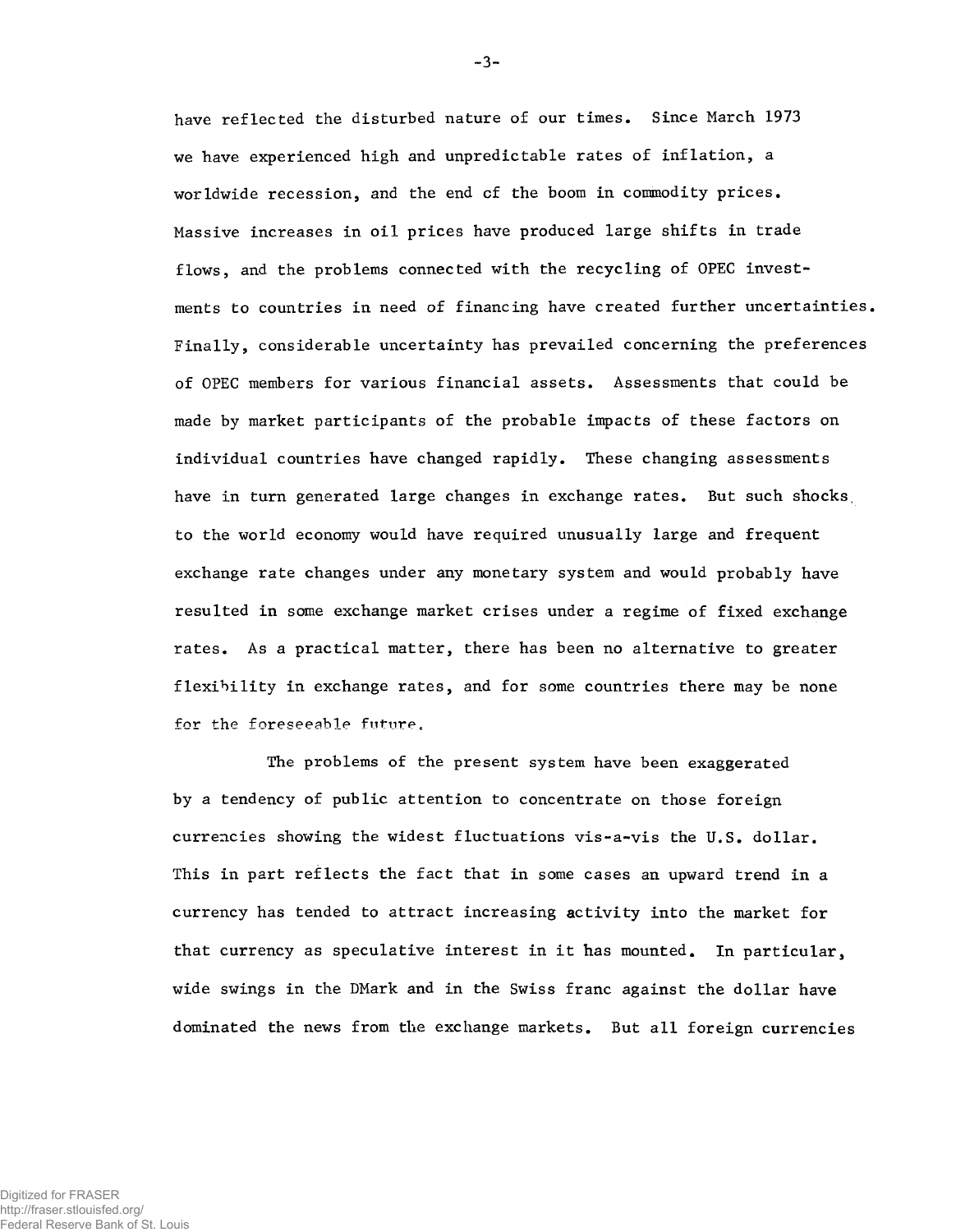have reflected the disturbed nature of our times. Since March 1973 we have experienced high and unpredictable rates of inflation, a worldwide recession, and the end of the boom in commodity prices. Massive increases in oil prices have produced large shifts in trade flows, and the problems connected with the recycling of OPEC investments to countries in need of financing have created further uncertainties. Finally, considerable uncertainty has prevailed concerning the preferences of OPEC members for various financial assets. Assessments that could be made by market participants of the probable impacts of these factors on individual countries have changed rapidly. These changing assessments have in turn generated large changes in exchange rates. But such shocks to the world economy would have required unusually large and frequent exchange rate changes under any monetary system and would probably have resulted in some exchange market crises under a regime of fixed exchange rates. As a practical matter, there has been no alternative to greater flexibility in exchange rates, and for some countries there may be none for the foreseeable future.

The problems of the present system have been exaggerated by a tendency of public attention to concentrate on those foreign currencies showing the widest fluctuations vis-a-vis the U.S. dollar. This in part reflects the fact that in some cases an upward trend in a currency has tended to attract increasing activity into the market for that currency as speculative interest in it has mounted. In particular, wide swings in the DMark and in the Swiss franc against the dollar have dominated the news from the exchange markets. But all foreign currencies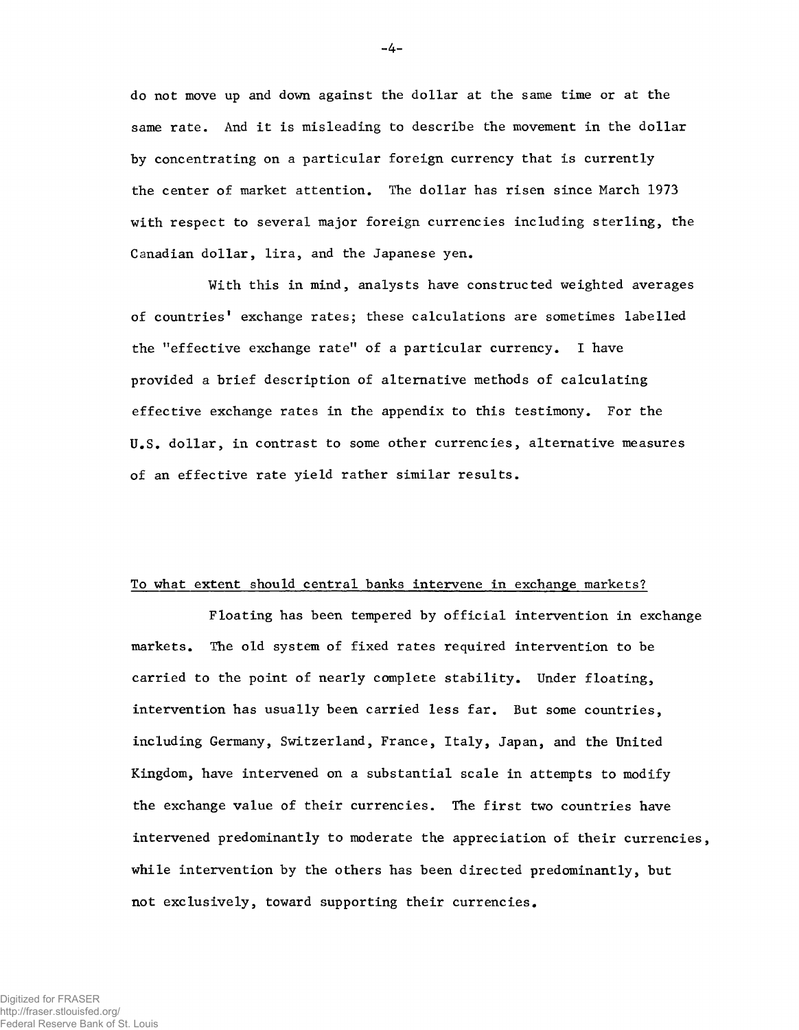do not move up and down against the dollar at the same time or at the same rate. And it is misleading to describe the movement in the dollar by concentrating on a particular foreign currency that is currently the center of market attention. The dollar has risen since March 1973 with respect to several major foreign currencies including sterling, the Canadian dollar, lira, and the Japanese yen.

With this in mind, analysts have constructed weighted averages of countries' exchange rates; these calculations are sometimes labelled the "effective exchange rate" of a particular currency. I have provided a brief description of alternative methods of calculating effective exchange rates in the appendix to this testimony. For the U.S. dollar, in contrast to some other currencies, alternative measures of an effective rate yield rather similar results.

## To what extent should central banks intervene in exchange markets?

Floating has been tempered by official intervention in exchange markets. The old system of fixed rates required intervention to be carried to the point of nearly complete stability. Under floating, intervention has usually been carried less far. But some countries, including Germany, Switzerland, France, Italy, Japan, and the United Kingdom, have intervened on a substantial scale in attempts to modify the exchange value of their currencies. The first two countries have intervened predominantly to moderate the appreciation of their currencies, while intervention by the others has been directed predominantly, but not exclusively, toward supporting their currencies.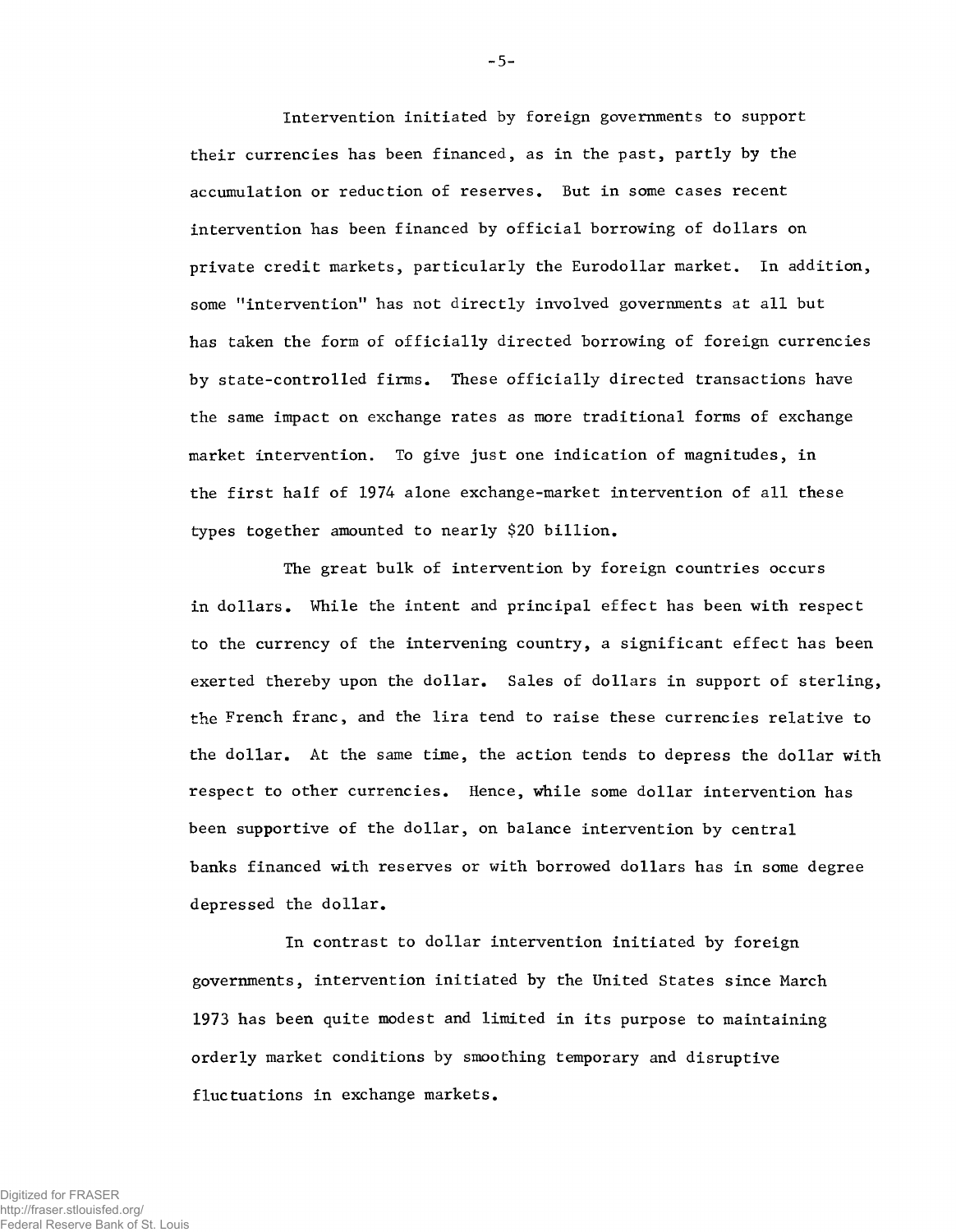Intervention initiated by foreign governments to support their currencies has been financed, as in the past, partly by the accumulation or reduction of reserves. But in some cases recent intervention has been financed by official borrowing of dollars on private credit markets, particularly the Eurodollar market. In addition, some "intervention" has not directly involved governments at all but has taken the form of officially directed borrowing of foreign currencies by state-controlled firms. These officially directed transactions have the same impact on exchange rates as more traditional forms of exchange market intervention. To give just one indication of magnitudes, in the first half of 1974 alone exchange-market intervention of all these types together amounted to nearly $20 billion.

The great bulk of intervention by foreign countries occurs in dollars. While the intent and principal effect has been with respect to the currency of the intervening country, a significant effect has been exerted thereby upon the dollar. Sales of dollars in support of sterling, the French franc, and the lira tend to raise these currencies relative to the dollar. At the same time, the action tends to depress the dollar with respect to other currencies. Hence, while some dollar intervention has been supportive of the dollar, on balance intervention by central banks financed with reserves or with borrowed dollars has in some degree depressed the dollar.

In contrast to dollar intervention initiated by foreign governments, intervention initiated by the United States since March 1973 has been quite modest and limited in its purpose to maintaining orderly market conditions by smoothing temporary and disruptive fluctuations in exchange markets.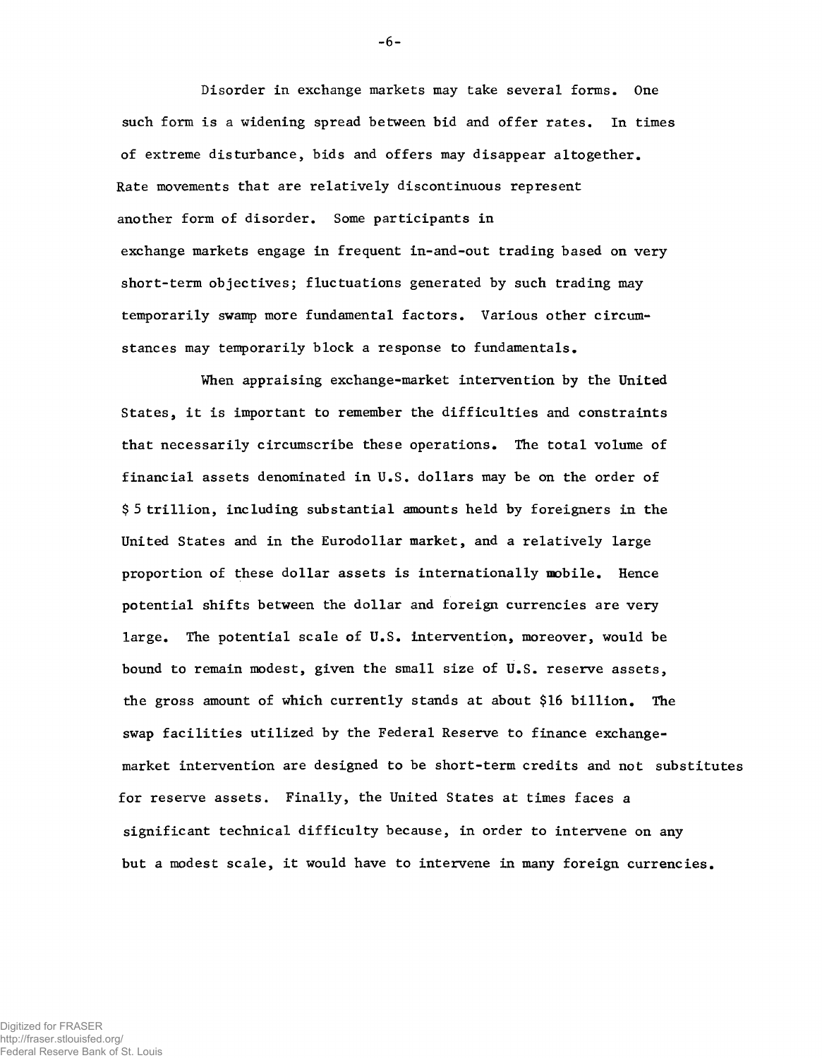Disorder in exchange markets may take several forms. One such form is a widening spread between bid and offer rates. In times of extreme disturbance, bids and offers may disappear altogether. Rate movements that are relatively discontinuous represent another form of disorder. Some participants in exchange markets engage in frequent in-and-out trading based on very short-term objectives; fluctuations generated by such trading may temporarily swamp more fundamental factors. Various other circumstances may temporarily block a response to fundamentals.

When appraising exchange-market intervention by the United States, it is important to remember the difficulties and constraints that necessarily circumscribe these operations. The total volume of financial assets denominated in U.S. dollars may be on the order of $ 5 trillion, including substantial amounts held by foreigners in the United States and in the Eurodollar market, and a relatively large proportion of these dollar assets is internationally mobile. Hence potential shifts between the dollar and foreign currencies are very large. The potential scale of U.S. intervention, moreover, would be bound to remain modest, given the small size of U.S. reserve assets, the gross amount of which currently stands at about $16 billion. The swap facilities utilized by the Federal Reserve to finance exchange-market intervention are designed to be short-term credits and not substitutes for reserve assets. Finally, the United States at times faces a significant technical difficulty because, in order to intervene on any but a modest scale, it would have to intervene in many foreign currencies.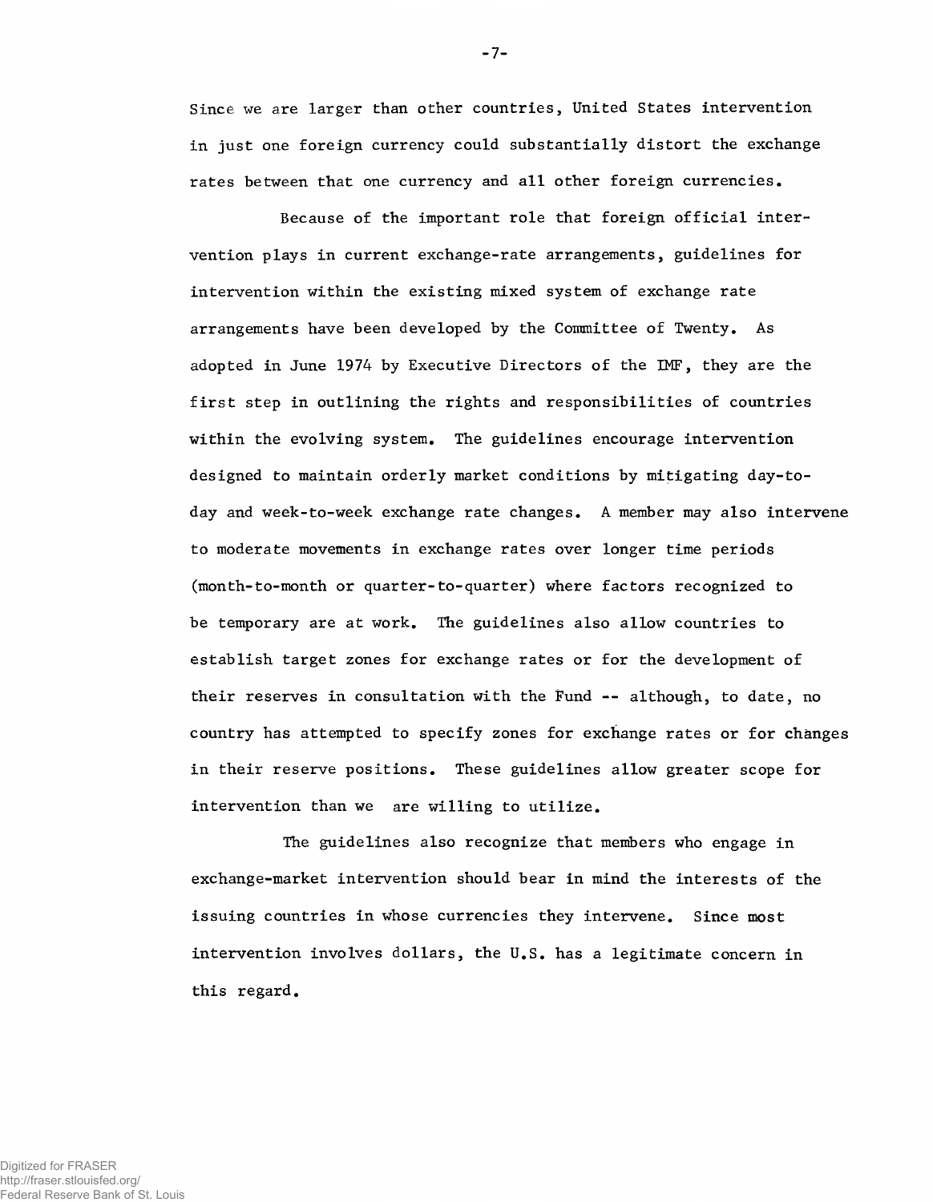Since we are larger than other countries, United States intervention in just one foreign currency could substantially distort the exchange rates between that one currency and all other foreign currencies.

Because of the important role that foreign official intervention plays in current exchange-rate arrangements, guidelines for intervention within the existing mixed system of exchange rate arrangements have been developed by the Committee of Twenty. As adopted in June 1974 by Executive Directors of the IMF, they are the first step in outlining the rights and responsibilities of countries within the evolving system. The guidelines encourage intervention designed to maintain orderly market conditions by mitigating day-to-day and week-to-week exchange rate changes. A member may also intervene to moderate movements in exchange rates over longer time periods (month-to-month or quarter-to-quarter) where factors recognized to be temporary are at work. The guidelines also allow countries to establish target zones for exchange rates or for the development of their reserves in consultation with the Fund -- although, to date, no country has attempted to specify zones for exchange rates or for changes in their reserve positions. These guidelines allow greater scope for intervention than we are willing to utilize.

The guidelines also recognize that members who engage in exchange-market intervention should bear in mind the interests of the issuing countries in whose currencies they intervene. Since most intervention involves dollars, the U.S. has a legitimate concern in this regard.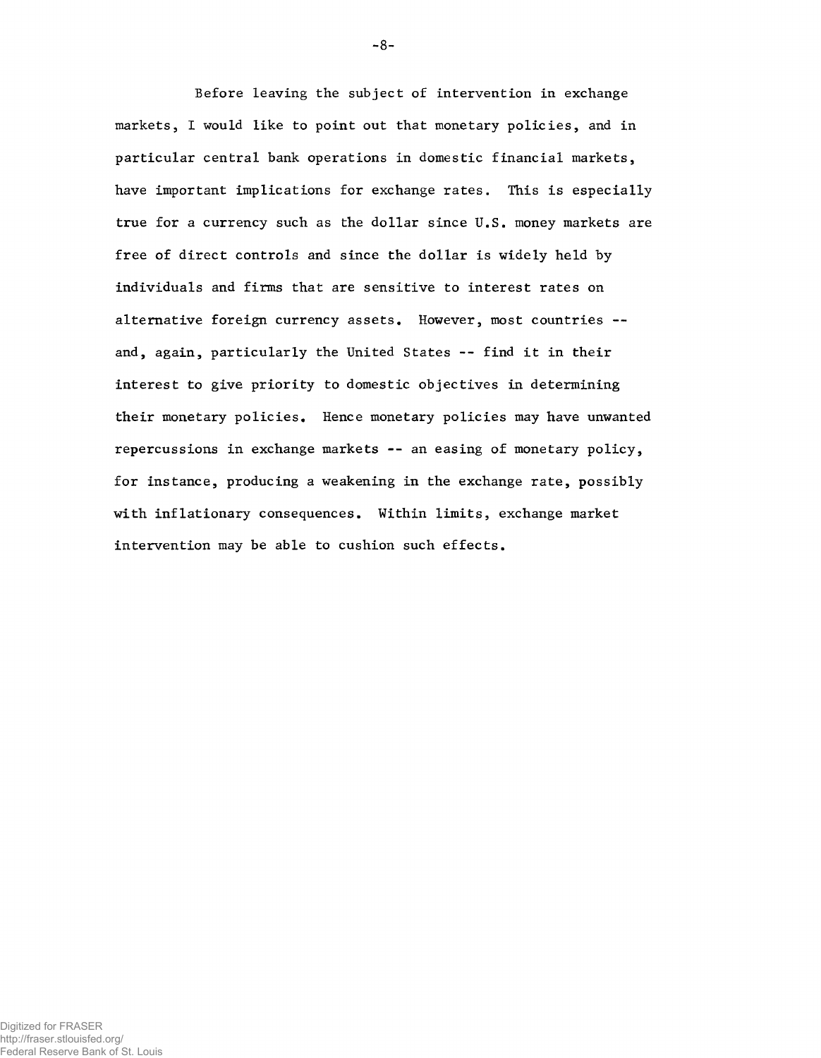Before leaving the subject of intervention in exchange markets, I would like to point out that monetary policies, and in particular central bank operations in domestic financial markets, have important implications for exchange rates. This is especially true for a currency such as the dollar since U.S. money markets are free of direct controls and since the dollar is widely held by individuals and firms that are sensitive to interest rates on alternative foreign currency assets. However, most countries -- and, again, particularly the United States -- find it in their interest to give priority to domestic objectives in determining their monetary policies. Hence monetary policies may have unwanted repercussions in exchange markets -- an easing of monetary policy, for instance, producing a weakening in the exchange rate, possibly with inflationary consequences. Within limits, exchange market intervention may be able to cushion such effects.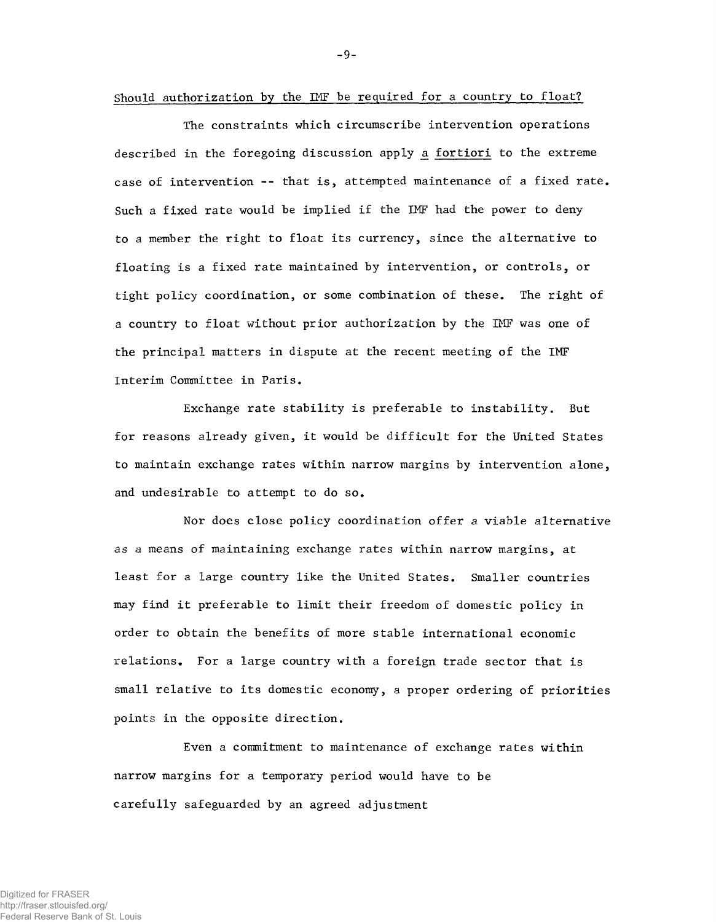Should authorization by the IMF be required for a country to float?

The constraints which circumscribe intervention operations described in the foregoing discussion apply a *fortiori* to the extreme case of intervention -- that is, attempted maintenance of a fixed rate. Such a fixed rate would be implied if the IMF had the power to deny to a member the right to float its currency, since the alternative to floating is a fixed rate maintained by intervention, or controls, or tight policy coordination, or some combination of these. The right of a country to float without prior authorization by the IMF was one of the principal matters in dispute at the recent meeting of the IMF Interim Committee in Paris.

Exchange rate stability is preferable to instability. But for reasons already given, it would be difficult for the United States to maintain exchange rates within narrow margins by intervention alone, and undesirable to attempt to do so.

Nor does close policy coordination offer a viable alternative as a means of maintaining exchange rates within narrow margins, at least for a large country like the United States. Smaller countries may find it preferable to limit their freedom of domestic policy in order to obtain the benefits of more stable international economic relations. For a large country with a foreign trade sector that is small relative to its domestic economy, a proper ordering of priorities points in the opposite direction.

Even a commitment to maintenance of exchange rates within narrow margins for a temporary period would have to be carefully safeguarded by an agreed adjustment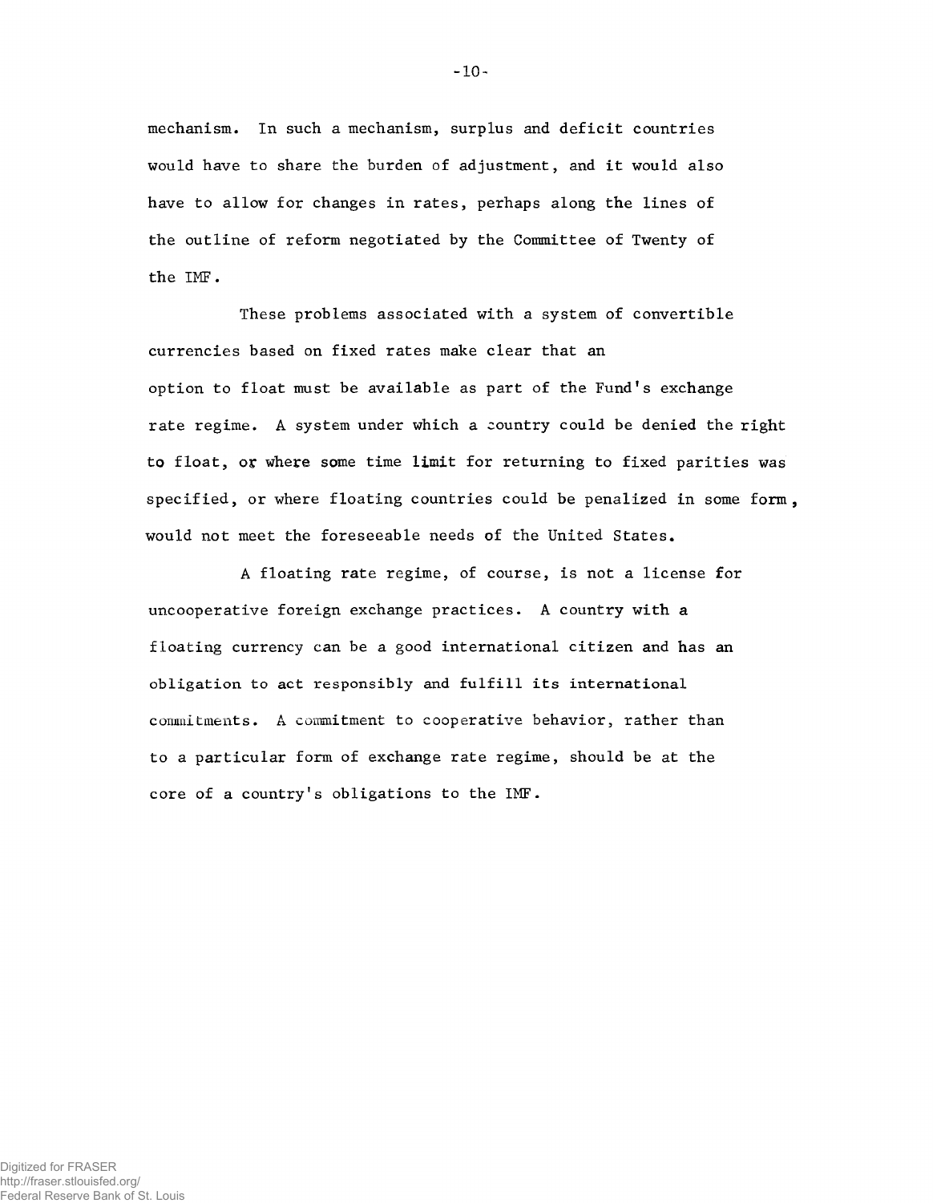mechanism. In such a mechanism, surplus and deficit countries would have to share the burden of adjustment, and it would also have to allow for changes in rates, perhaps along the lines of the outline of reform negotiated by the Committee of Twenty of the IMF.

These problems associated with a system of convertible currencies based on fixed rates make clear that an option to float must be available as part of the Fund's exchange rate regime. A system under which a country could be denied the right to float, or where some time limit for returning to fixed parities was specified, or where floating countries could be penalized in some form, would not meet the foreseeable needs of the United States.

A floating rate regime, of course, is not a license for uncooperative foreign exchange practices. A country with a floating currency can be a good international citizen and has an obligation to act responsibly and fulfill its international commitments. A commitment to cooperative behavior, rather than to a particular form of exchange rate regime, should be at the core of a country's obligations to the IMF.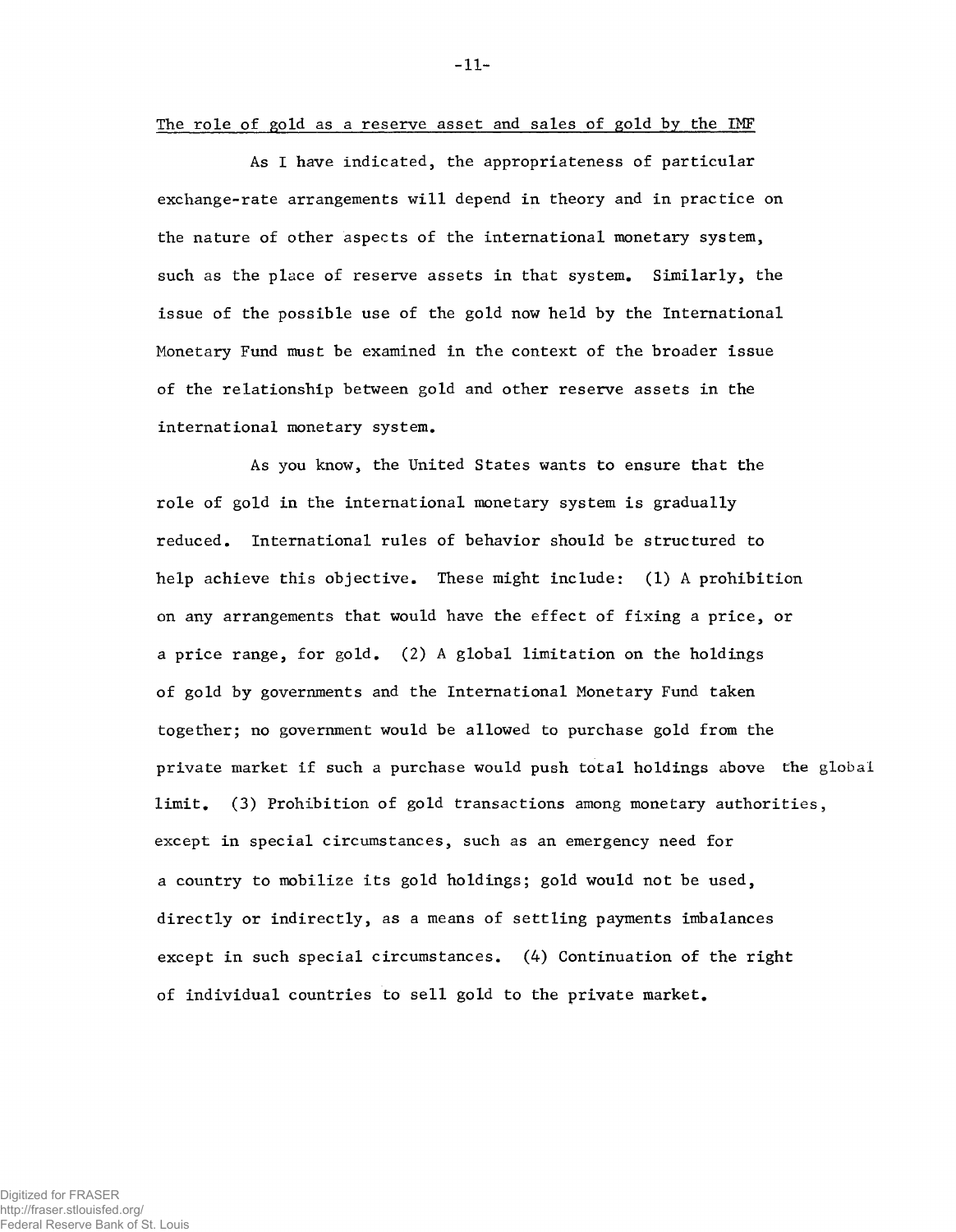The role of gold as a reserve asset and sales of gold by the IMF

As I have indicated, the appropriateness of particular exchange-rate arrangements will depend in theory and in practice on the nature of other aspects of the international monetary system, such as the place of reserve assets in that system. Similarly, the issue of the possible use of the gold now held by the International Monetary Fund must be examined in the context of the broader issue of the relationship between gold and other reserve assets in the international monetary system.

As you know, the United States wants to ensure that the role of gold in the international monetary system is gradually reduced. International rules of behavior should be structured to help achieve this objective. These might include: (1) A prohibition on any arrangements that would have the effect of fixing a price, or a price range, for gold. (2) A global limitation on the holdings of gold by governments and the International Monetary Fund taken together; no government would be allowed to purchase gold from the private market if such a purchase would push total holdings above the global limit. (3) Prohibition of gold transactions among monetary authorities, except in special circumstances, such as an emergency need for a country to mobilize its gold holdings; gold would not be used, directly or indirectly, as a means of settling payments imbalances except in such special circumstances. (4) Continuation of the right of individual countries to sell gold to the private market.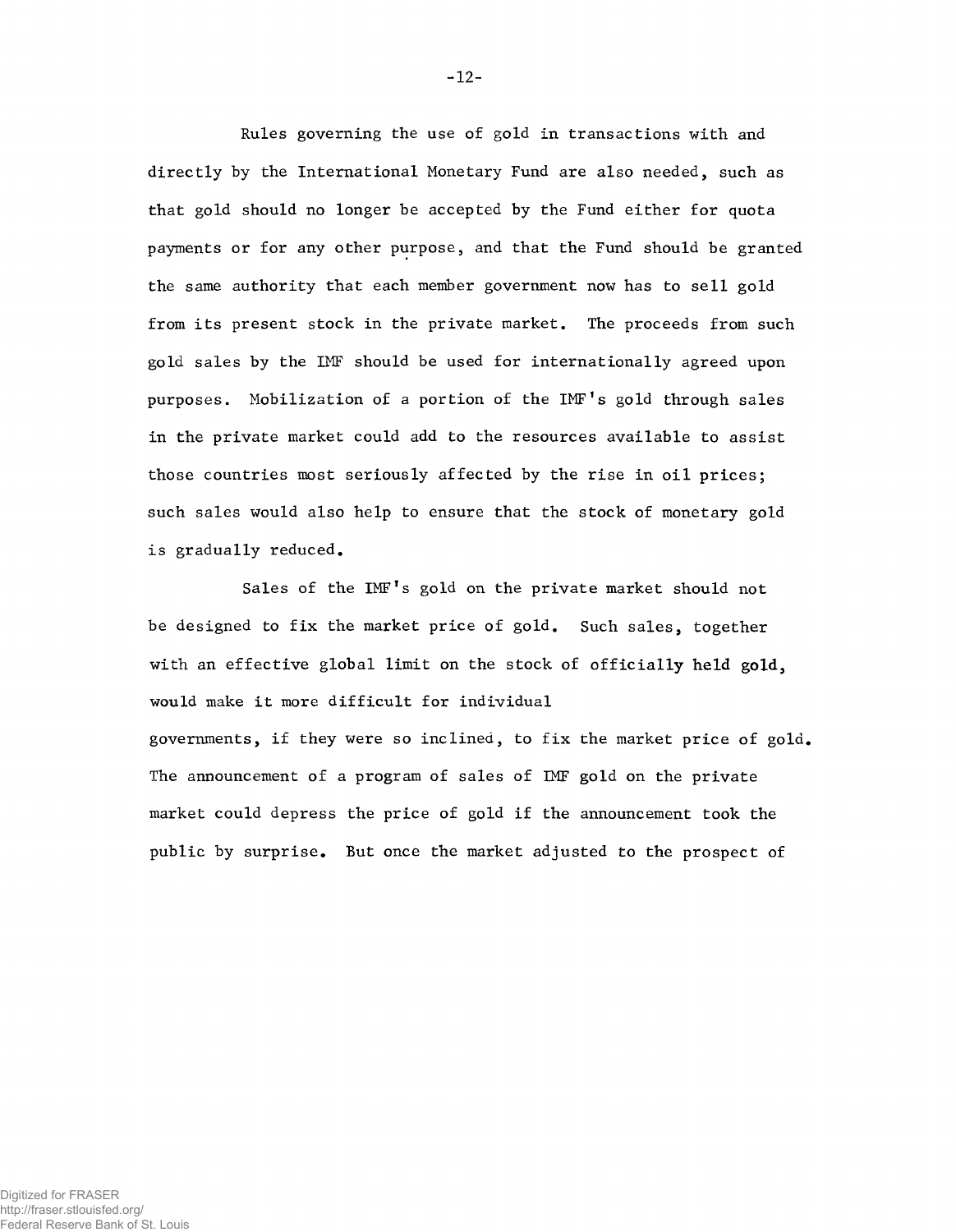Rules governing the use of gold in transactions with and directly by the International Monetary Fund are also needed, such as that gold should no longer be accepted by the Fund either for quota payments or for any other purpose, and that the Fund should be granted the same authority that each member government now has to sell gold from its present stock in the private market. The proceeds from such gold sales by the IMF should be used for internationally agreed upon purposes. Mobilization of a portion of the IMF's gold through sales in the private market could add to the resources available to assist those countries most seriously affected by the rise in oil prices; such sales would also help to ensure that the stock of monetary gold is gradually reduced.

Sales of the IMF's gold on the private market should not be designed to fix the market price of gold. Such sales, together with an effective global limit on the stock of officially held gold, would make it more difficult for individual governments, if they were so inclined, to fix the market price of gold. The announcement of a program of sales of IMF gold on the private market could depress the price of gold if the announcement took the public by surprise. But once the market adjusted to the prospect of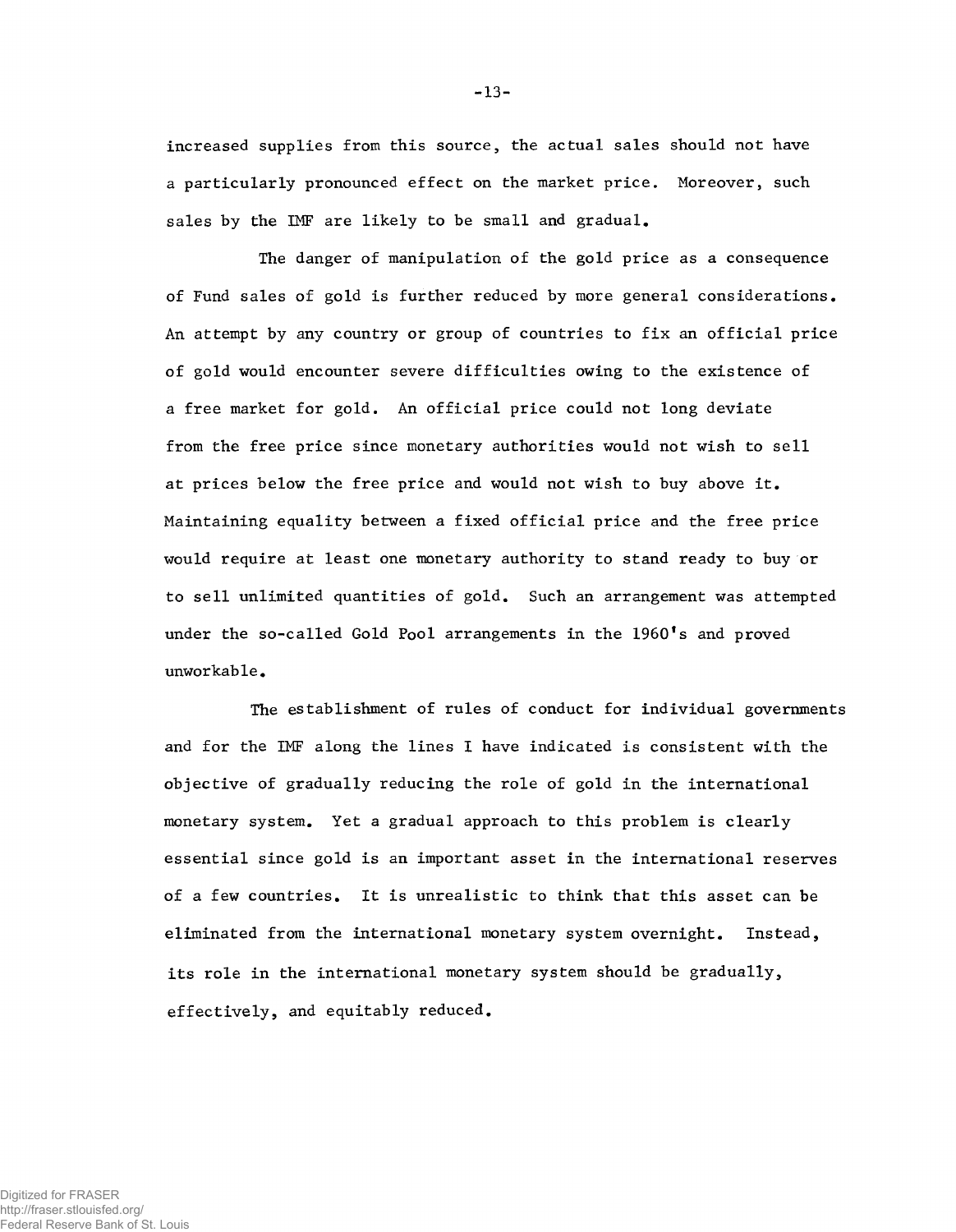increased supplies from this source, the actual sales should not have a particularly pronounced effect on the market price. Moreover, such sales by the IMF are likely to be small and gradual.

The danger of manipulation of the gold price as a consequence of Fund sales of gold is further reduced by more general considerations. An attempt by any country or group of countries to fix an official price of gold would encounter severe difficulties owing to the existence of a free market for gold. An official price could not long deviate from the free price since monetary authorities would not wish to sell at prices below the free price and would not wish to buy above it. Maintaining equality between a fixed official price and the free price would require at least one monetary authority to stand ready to buy or to sell unlimited quantities of gold. Such an arrangement was attempted under the so-called Gold Pool arrangements in the 1960's and proved unworkable.

The establishment of rules of conduct for individual governments and for the IMF along the lines I have indicated is consistent with the objective of gradually reducing the role of gold in the international monetary system. Yet a gradual approach to this problem is clearly essential since gold is an important asset in the international reserves of a few countries. It is unrealistic to think that this asset can be eliminated from the international monetary system overnight. Instead, its role in the international monetary system should be gradually, effectively, and equitably reduced.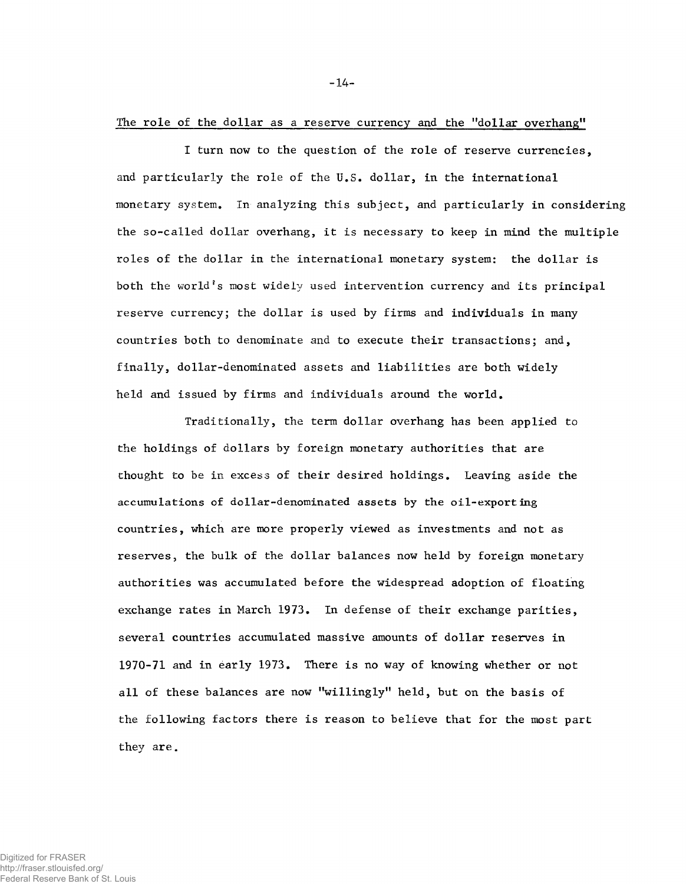## The role of the dollar as a reserve currency and the "dollar overhang"

I turn now to the question of the role of reserve currencies, and particularly the role of the U.S. dollar, in the international monetary system. In analyzing this subject, and particularly in considering the so-called dollar overhang, it is necessary to keep in mind the multiple roles of the dollar in the international monetary system: the dollar is both the world's most widely used intervention currency and its principal reserve currency; the dollar is used by firms and individuals in many countries both to denominate and to execute their transactions; and, finally, dollar-denominated assets and liabilities are both widely held and issued by firms and individuals around the world.

Traditionally, the term dollar overhang has been applied to the holdings of dollars by foreign monetary authorities that are thought to be in excess of their desired holdings. Leaving aside the accumulations of dollar-denominated assets by the oil-exporting countries, which are more properly viewed as investments and not as reserves, the bulk of the dollar balances now held by foreign monetary authorities was accumulated before the widespread adoption of floating exchange rates in March 1973. In defense of their exchange parities, several countries accumulated massive amounts of dollar reserves in 1970-71 and in early 1973. There is no way of knowing whether or not all of these balances are now "willingly" held, but on the basis of the following factors there is reason to believe that for the most part they are.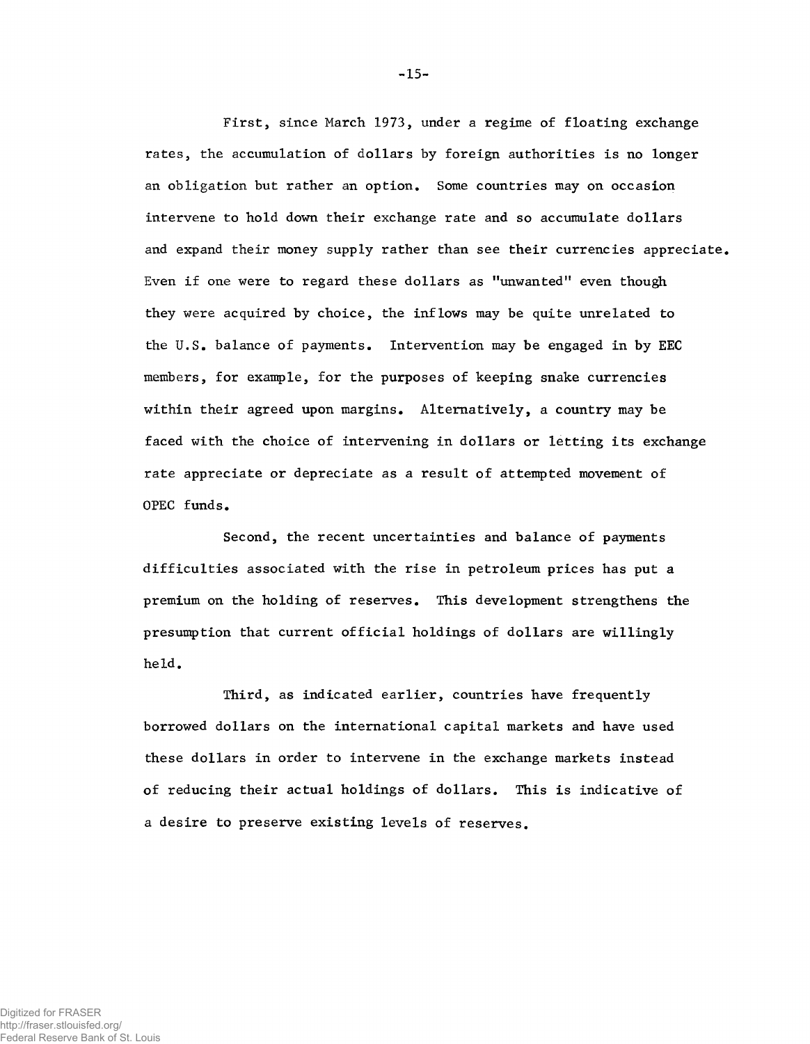First, since March 1973, under a regime of floating exchange rates, the accumulation of dollars by foreign authorities is no longer an obligation but rather an option. Some countries may on occasion intervene to hold down their exchange rate and so accumulate dollars and expand their money supply rather than see their currencies appreciate. Even if one were to regard these dollars as "unwanted" even though they were acquired by choice, the inflows may be quite unrelated to the U.S. balance of payments. Intervention may be engaged in by EEC members, for example, for the purposes of keeping snake currencies within their agreed upon margins. Alternatively, a country may be faced with the choice of intervening in dollars or letting its exchange rate appreciate or depreciate as a result of attempted movement of OPEC funds.

Second, the recent uncertainties and balance of payments difficulties associated with the rise in petroleum prices has put a premium on the holding of reserves. This development strengthens the presumption that current official holdings of dollars are willingly held.

Third, as indicated earlier, countries have frequently borrowed dollars on the international capital markets and have used these dollars in order to intervene in the exchange markets instead of reducing their actual holdings of dollars. This is indicative of a desire to preserve existing levels of reserves.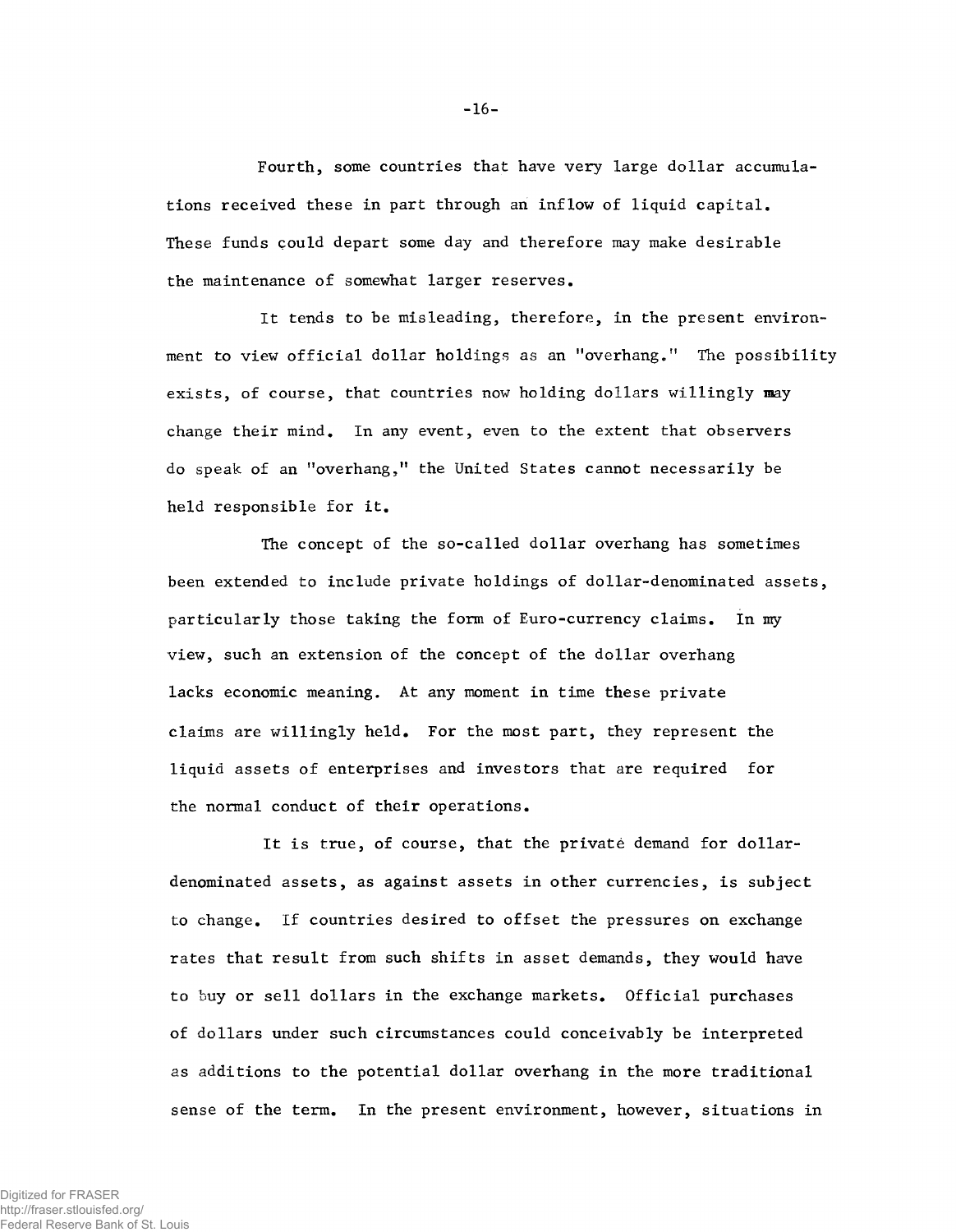Fourth, some countries that have very large dollar accumulations received these in part through an inflow of liquid capital. These funds could depart some day and therefore may make desirable the maintenance of somewhat larger reserves.

It tends to be misleading, therefore, in the present environment to view official dollar holdings as an "overhang." The possibility exists, of course, that countries now holding dollars willingly may change their mind. In any event, even to the extent that observers do speak of an "overhang," the United States cannot necessarily be held responsible for it.

The concept of the so-called dollar overhang has sometimes been extended to include private holdings of dollar-denominated assets, particularly those taking the form of Euro-currency claims. In my view, such an extension of the concept of the dollar overhang lacks economic meaning. At any moment in time these private claims are willingly held. For the most part, they represent the liquid assets of enterprises and investors that are required for the normal conduct of their operations.

It is true, of course, that the private demand for dollar-denominated assets, as against assets in other currencies, is subject to change. If countries desired to offset the pressures on exchange rates that result from such shifts in asset demands, they would have to buy or sell dollars in the exchange markets. Official purchases of dollars under such circumstances could conceivably be interpreted as additions to the potential dollar overhang in the more traditional sense of the term. In the present environment, however, situations in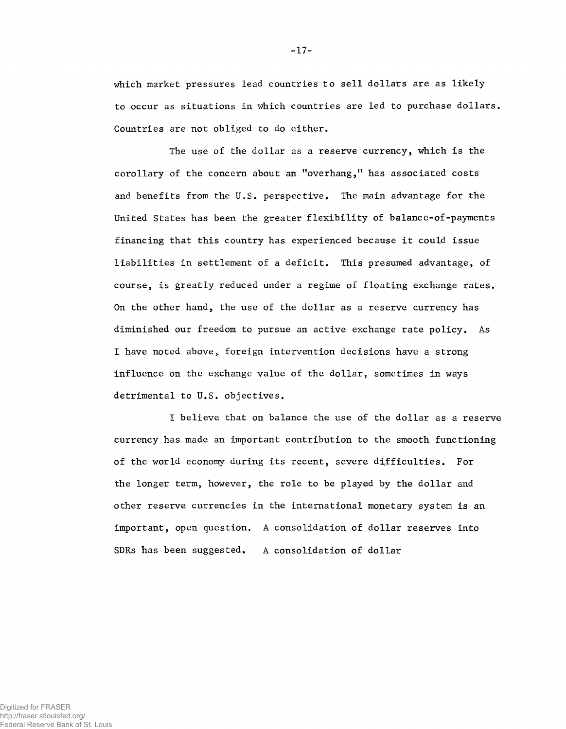which market pressures lead countries to sell dollars are as likely to occur as situations in which countries are led to purchase dollars. Countries are not obliged to do either.

The use of the dollar as a reserve currency, which is the corollary of the concern about an "overhang," has associated costs and benefits from the U.S. perspective. The main advantage for the United States has been the greater flexibility of balance-of-payments financing that this country has experienced because it could issue liabilities in settlement of a deficit. This presumed advantage, of course, is greatly reduced under a regime of floating exchange rates. On the other hand, the use of the dollar as a reserve currency has diminished our freedom to pursue an active exchange rate policy. As I have noted above, foreign intervention decisions have a strong influence on the exchange value of the dollar, sometimes in ways detrimental to U.S. objectives.

I believe that on balance the use of the dollar as a reserve currency has made an important contribution to the smooth functioning of the world economy during its recent, severe difficulties. For the longer term, however, the role to be played by the dollar and other reserve currencies in the international monetary system is an important, open question. A consolidation of dollar reserves into SDRs has been suggested. A consolidation of dollar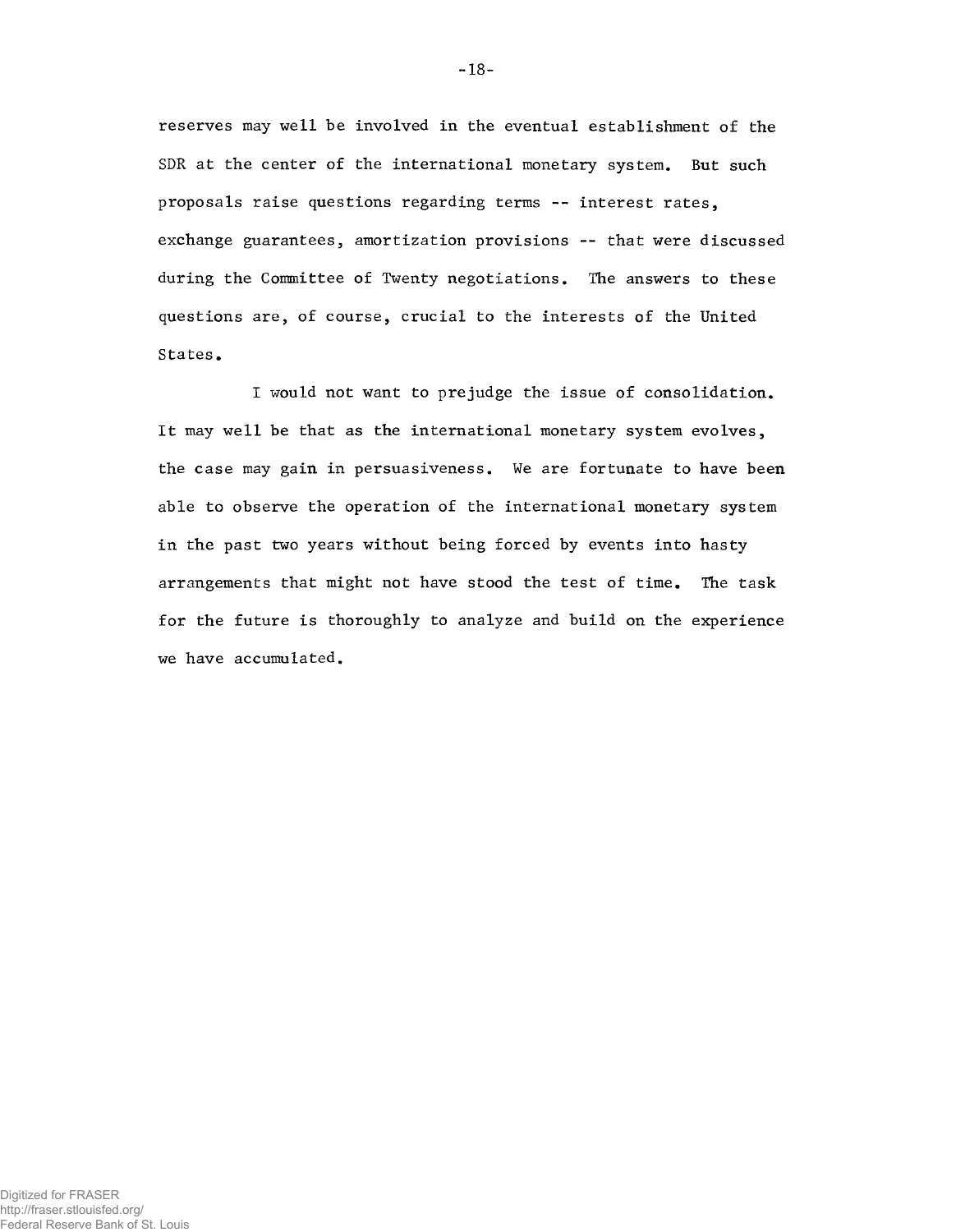reserves may well be involved in the eventual establishment of the SDR at the center of the international monetary system. But such proposals raise questions regarding terms -- interest rates, exchange guarantees, amortization provisions -- that were discussed during the Committee of Twenty negotiations. The answers to these questions are, of course, crucial to the interests of the United States.

I would not want to prejudge the issue of consolidation. It may well be that as the international monetary system evolves, the case may gain in persuasiveness. We are fortunate to have been able to observe the operation of the international monetary system in the past two years without being forced by events into hasty arrangements that might not have stood the test of time. The task for the future is thoroughly to analyze and build on the experience we have accumulated.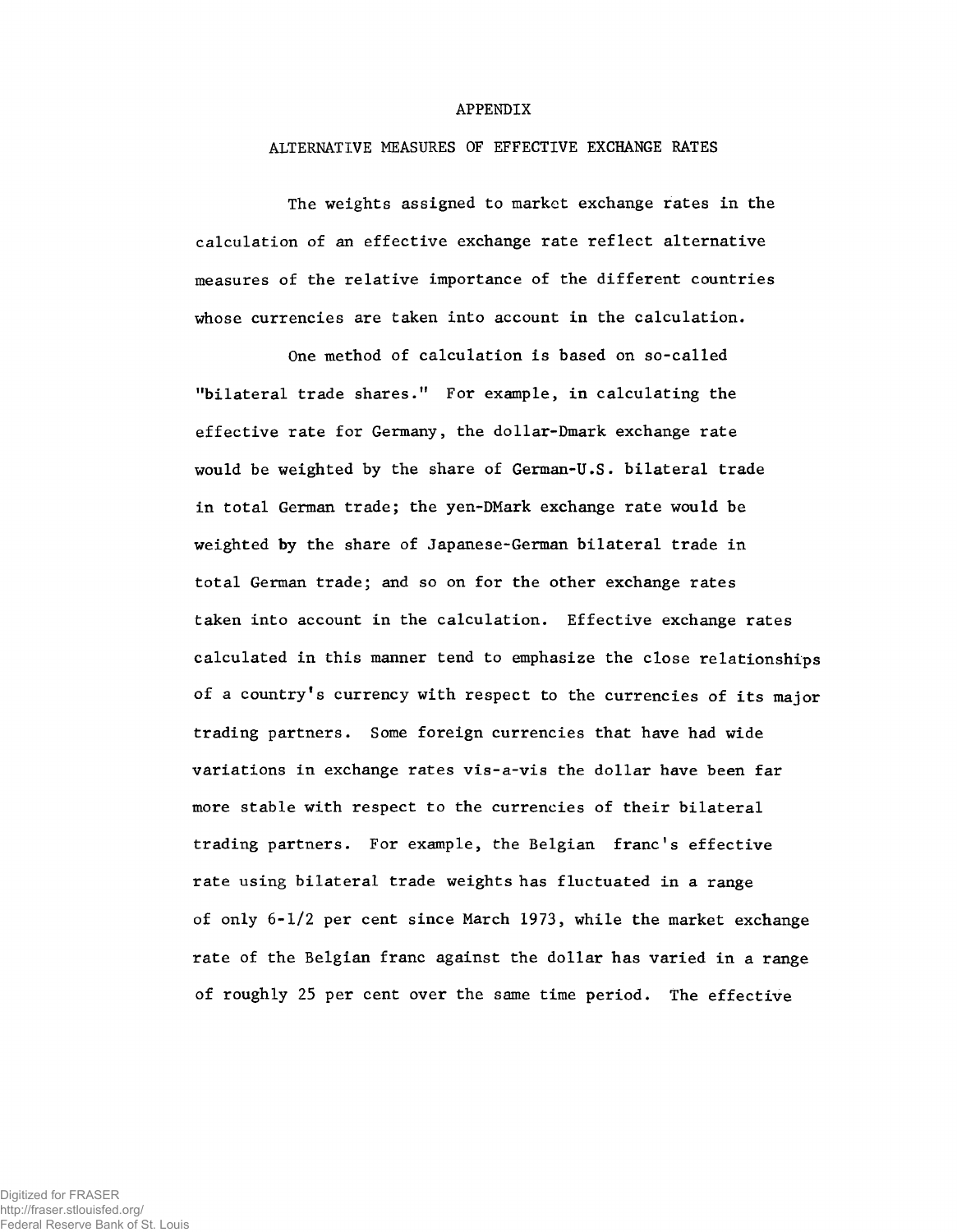# APPENDIX

## ALTERNATIVE MEASURES OF EFFECTIVE EXCHANGE RATES

The weights assigned to market exchange rates in the calculation of an effective exchange rate reflect alternative measures of the relative importance of the different countries whose currencies are taken into account in the calculation.

One method of calculation is based on so-called "bilateral trade shares." For example, in calculating the effective rate for Germany, the dollar-Dmark exchange rate would be weighted by the share of German-U.S. bilateral trade in total German trade; the yen-DMark exchange rate would be weighted by the share of Japanese-German bilateral trade in total German trade; and so on for the other exchange rates taken into account in the calculation. Effective exchange rates calculated in this manner tend to emphasize the close relationships of a country's currency with respect to the currencies of its major trading partners. Some foreign currencies that have had wide variations in exchange rates vis-a-vis the dollar have been far more stable with respect to the currencies of their bilateral trading partners. For example, the Belgian franc's effective rate using bilateral trade weights has fluctuated in a range of only 6-1/2 per cent since March 1973, while the market exchange rate of the Belgian franc against the dollar has varied in a range of roughly 25 per cent over the same time period. The effective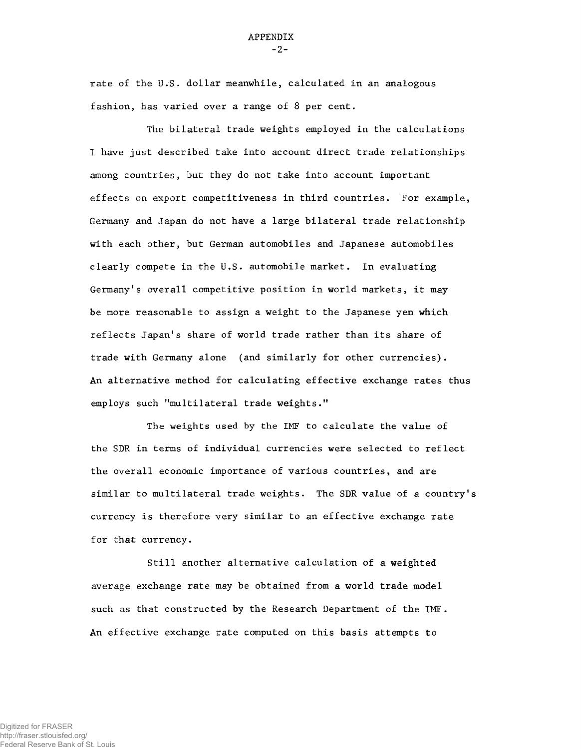rate of the U.S. dollar meanwhile, calculated in an analogous fashion, has varied over a range of 8 per cent.

The bilateral trade weights employed in the calculations I have just described take into account direct trade relationships among countries, but they do not take into account important effects on export competitiveness in third countries. For example, Germany and Japan do not have a large bilateral trade relationship with each other, but German automobiles and Japanese automobiles clearly compete in the U.S. automobile market. In evaluating Germany's overall competitive position in world markets, it may be more reasonable to assign a weight to the Japanese yen which reflects Japan's share of world trade rather than its share of trade with Germany alone (and similarly for other currencies). An alternative method for calculating effective exchange rates thus employs such "multilateral trade weights."

The weights used by the IMF to calculate the value of the SDR in terms of individual currencies were selected to reflect the overall economic importance of various countries, and are similar to multilateral trade weights. The SDR value of a country's currency is therefore very similar to an effective exchange rate for that currency.

Still another alternative calculation of a weighted average exchange rate may be obtained from a world trade model such as that constructed by the Research Department of the IMF. An effective exchange rate computed on this basis attempts to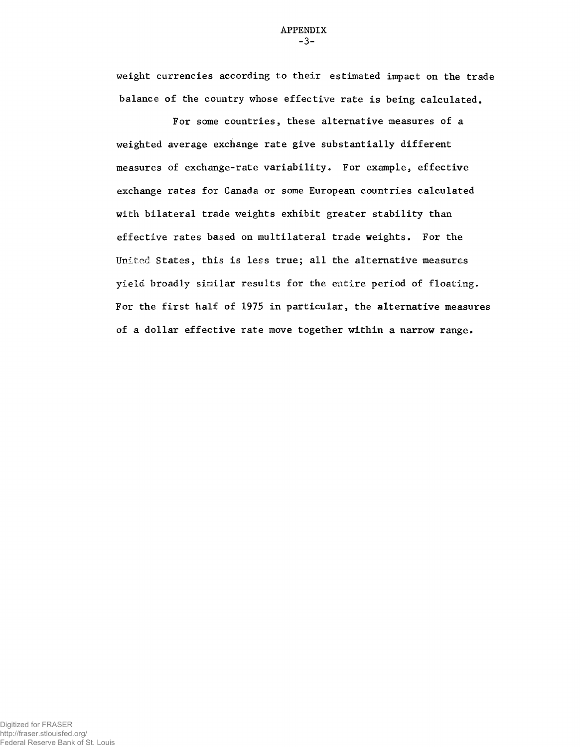weight currencies according to their estimated impact on the trade balance of the country whose effective rate is being calculated.

For some countries, these alternative measures of a weighted average exchange rate give substantially different measures of exchange-rate variability. For example, effective exchange rates for Canada or some European countries calculated with bilateral trade weights exhibit greater stability than effective rates based on multilateral trade weights. For the United States, this is less true; all the alternative measures yield broadly similar results for the entire period of floating. For the first half of 1975 in particular, the alternative measures of a dollar effective rate move together within a narrow range.